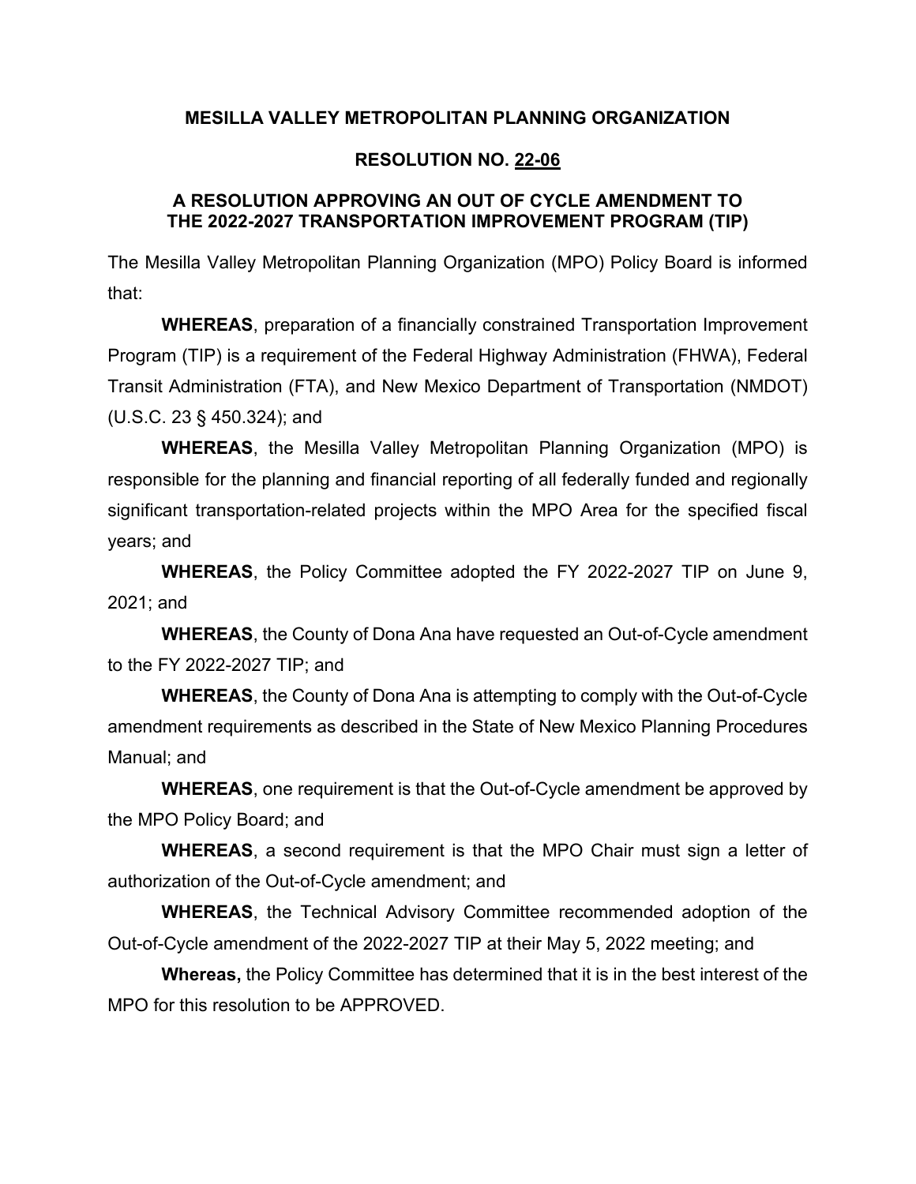**MESILLA VALLEY METROPOLITAN PLANNING ORGANIZATION**

**RESOLUTION NO. 22-06**

**A RESOLUTION APPROVING AN OUT OF CYCLE AMENDMENT TO THE 2022-2027 TRANSPORTATION IMPROVEMENT PROGRAM (TIP)**

The Mesilla Valley Metropolitan Planning Organization (MPO) Policy Board is informed that:

**WHEREAS**, preparation of a financially constrained Transportation Improvement Program (TIP) is a requirement of the Federal Highway Administration (FHWA), Federal Transit Administration (FTA), and New Mexico Department of Transportation (NMDOT) (U.S.C. 23 § 450.324); and

**WHEREAS**, the Mesilla Valley Metropolitan Planning Organization (MPO) is responsible for the planning and financial reporting of all federally funded and regionally significant transportation-related projects within the MPO Area for the specified fiscal years; and

**WHEREAS**, the Policy Committee adopted the FY 2022-2027 TIP on June 9, 2021; and

**WHEREAS**, the County of Dona Ana have requested an Out-of-Cycle amendment to the FY 2022-2027 TIP; and

**WHEREAS**, the County of Dona Ana is attempting to comply with the Out-of-Cycle amendment requirements as described in the State of New Mexico Planning Procedures Manual; and

**WHEREAS**, one requirement is that the Out-of-Cycle amendment be approved by the MPO Policy Board; and

**WHEREAS**, a second requirement is that the MPO Chair must sign a letter of authorization of the Out-of-Cycle amendment; and

**WHEREAS**, the Technical Advisory Committee recommended adoption of the Out-of-Cycle amendment of the 2022-2027 TIP at their May 5, 2022 meeting; and

**Whereas,** the Policy Committee has determined that it is in the best interest of the MPO for this resolution to be APPROVED.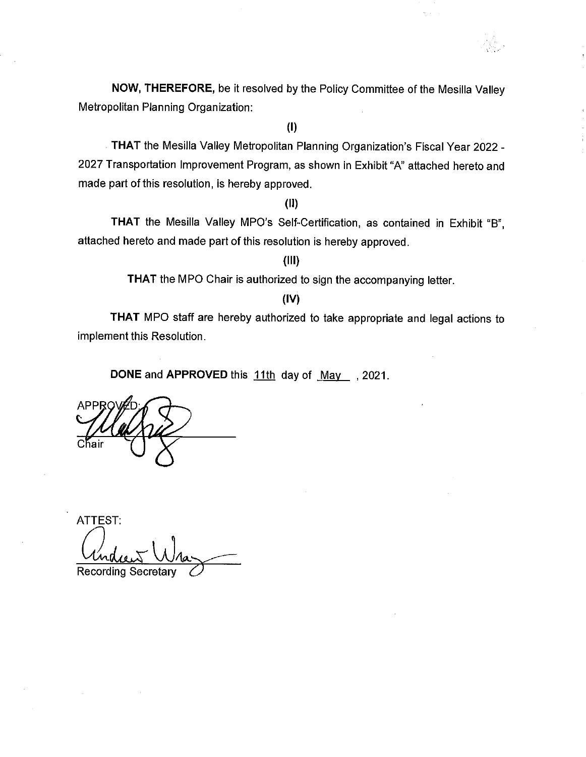**NOW, THEREFORE,** be it resolved by the Policy Committee of the Mesilla Valley Metropolitan Planning Organization:

**(I)**

**THAT** the Mesilla Valley Metropolitan Planning Organization's Fiscal Year 2022 - 2027 Transportation Improvement Program, as shown in Exhibit "A" attached hereto and made part of this resolution, is hereby approved.

**(II)**

**THAT** the Mesilla Valley MPO's Self-Certification, as contained in Exhibit "B", attached hereto and made part of this resolution is hereby approved.

**(III)**

**THAT** the MPO Chair is authorized to sign the accompanying letter.

**(IV)**

**THAT** MPO staff are hereby authorized to take appropriate and legal actions to implement this Resolution.

**DONE** and **APPROVED** this 11th day of May , 2021.

APPROVED:

Chair

ATTEST:

Recording Secretary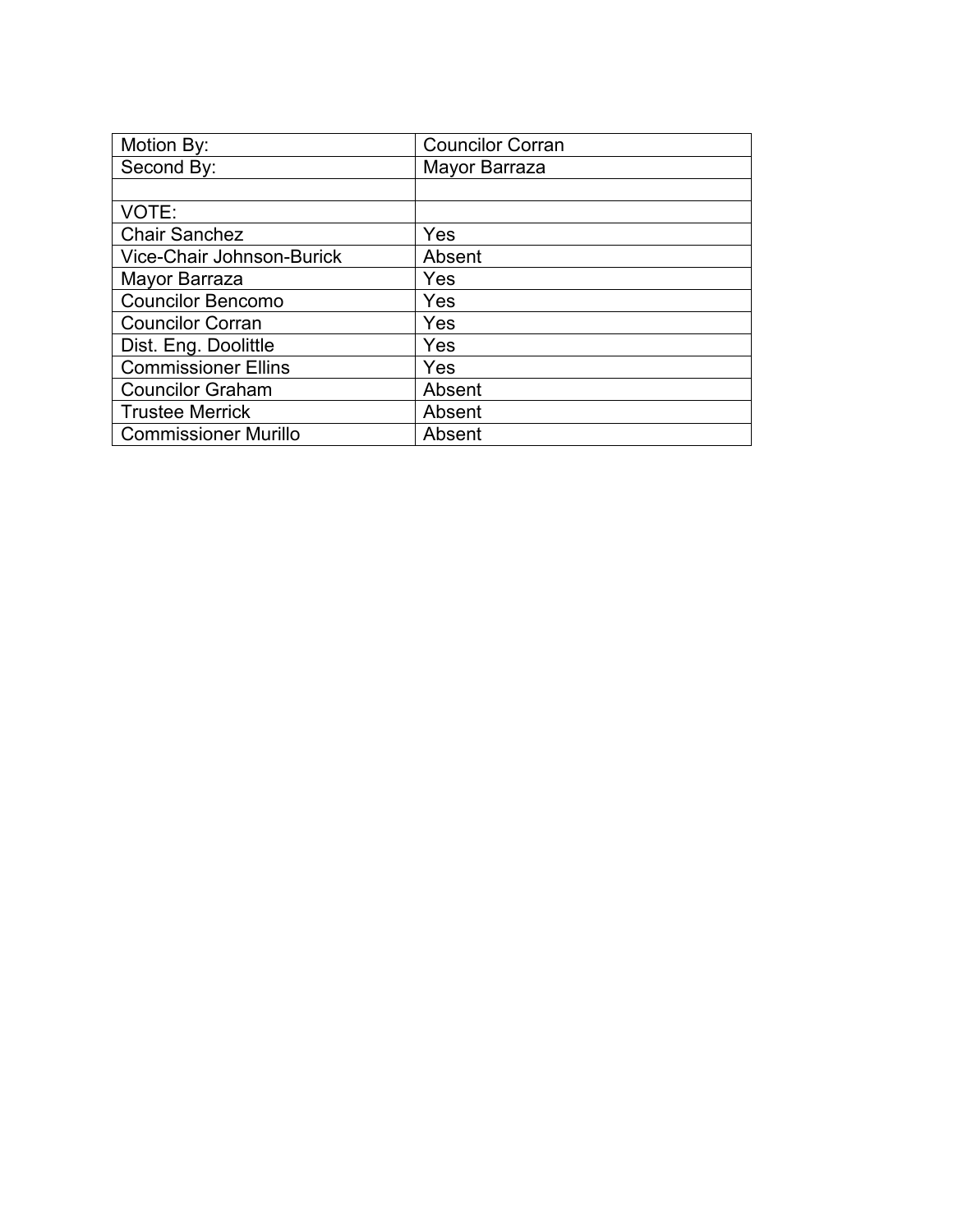| Motion By: | Councilor Corran |
| --- | --- |
| Second By: | Mayor Barraza |
| | |
| VOTE: | |
| Chair Sanchez | Yes |
| Vice-Chair Johnson-Burick | Absent |
| Mayor Barraza | Yes |
| Councilor Bencomo | Yes |
| Councilor Corran | Yes |
| Dist. Eng. Doolittle | Yes |
| Commissioner Ellins | Yes |
| Councilor Graham | Absent |
| Trustee Merrick | Absent |
| Commissioner Murillo | Absent |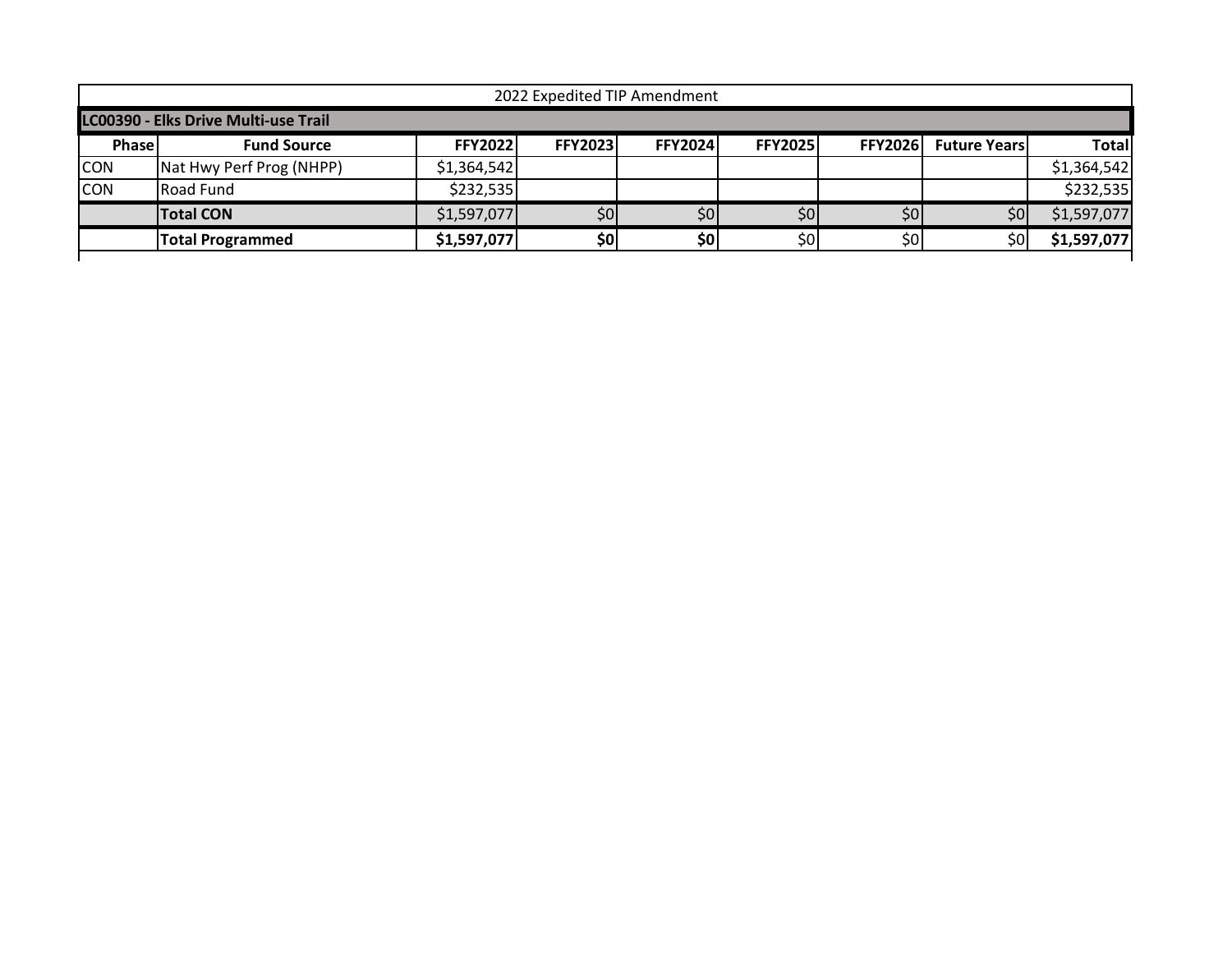2022 Expedited TIP Amendment

**LC00390 - Elks Drive Multi-use Trail**

| Phase | Fund Source | FFY2022 | FFY2023 | FFY2024 | FFY2025 | FFY2026 | Future Years | Total |
|---|---|---|---|---|---|---|---|---|
| CON | Nat Hwy Perf Prog (NHPP) | $1,364,542 | | | | | | $1,364,542 |
| CON | Road Fund | $232,535 | | | | | | $232,535 |
| | **Total CON** | $1,597,077 | $0 | $0 | $0 | $0 | $0 | $1,597,077 |
| | **Total Programmed** | **$1,597,077** | **$0** | **$0** | $0 | $0 | $0 | **$1,597,077** |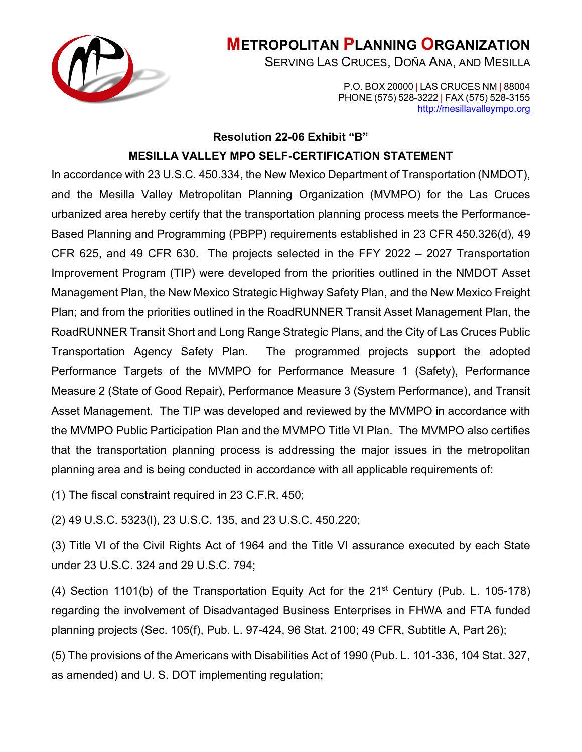# METROPOLITAN PLANNING ORGANIZATION

SERVING LAS CRUCES, DOÑA ANA, AND MESILLA

P.O. BOX 20000 | LAS CRUCES NM | 88004
PHONE (575) 528-3222 | FAX (575) 528-3155
http://mesillavalleympo.org

**Resolution 22-06 Exhibit "B"**

**MESILLA VALLEY MPO SELF-CERTIFICATION STATEMENT**

In accordance with 23 U.S.C. 450.334, the New Mexico Department of Transportation (NMDOT), and the Mesilla Valley Metropolitan Planning Organization (MVMPO) for the Las Cruces urbanized area hereby certify that the transportation planning process meets the Performance-Based Planning and Programming (PBPP) requirements established in 23 CFR 450.326(d), 49 CFR 625, and 49 CFR 630. The projects selected in the FFY 2022 – 2027 Transportation Improvement Program (TIP) were developed from the priorities outlined in the NMDOT Asset Management Plan, the New Mexico Strategic Highway Safety Plan, and the New Mexico Freight Plan; and from the priorities outlined in the RoadRUNNER Transit Asset Management Plan, the RoadRUNNER Transit Short and Long Range Strategic Plans, and the City of Las Cruces Public Transportation Agency Safety Plan. The programmed projects support the adopted Performance Targets of the MVMPO for Performance Measure 1 (Safety), Performance Measure 2 (State of Good Repair), Performance Measure 3 (System Performance), and Transit Asset Management. The TIP was developed and reviewed by the MVMPO in accordance with the MVMPO Public Participation Plan and the MVMPO Title VI Plan. The MVMPO also certifies that the transportation planning process is addressing the major issues in the metropolitan planning area and is being conducted in accordance with all applicable requirements of:

(1) The fiscal constraint required in 23 C.F.R. 450;

(2) 49 U.S.C. 5323(l), 23 U.S.C. 135, and 23 U.S.C. 450.220;

(3) Title VI of the Civil Rights Act of 1964 and the Title VI assurance executed by each State under 23 U.S.C. 324 and 29 U.S.C. 794;

(4) Section 1101(b) of the Transportation Equity Act for the 21st Century (Pub. L. 105-178) regarding the involvement of Disadvantaged Business Enterprises in FHWA and FTA funded planning projects (Sec. 105(f), Pub. L. 97-424, 96 Stat. 2100; 49 CFR, Subtitle A, Part 26);

(5) The provisions of the Americans with Disabilities Act of 1990 (Pub. L. 101-336, 104 Stat. 327, as amended) and U. S. DOT implementing regulation;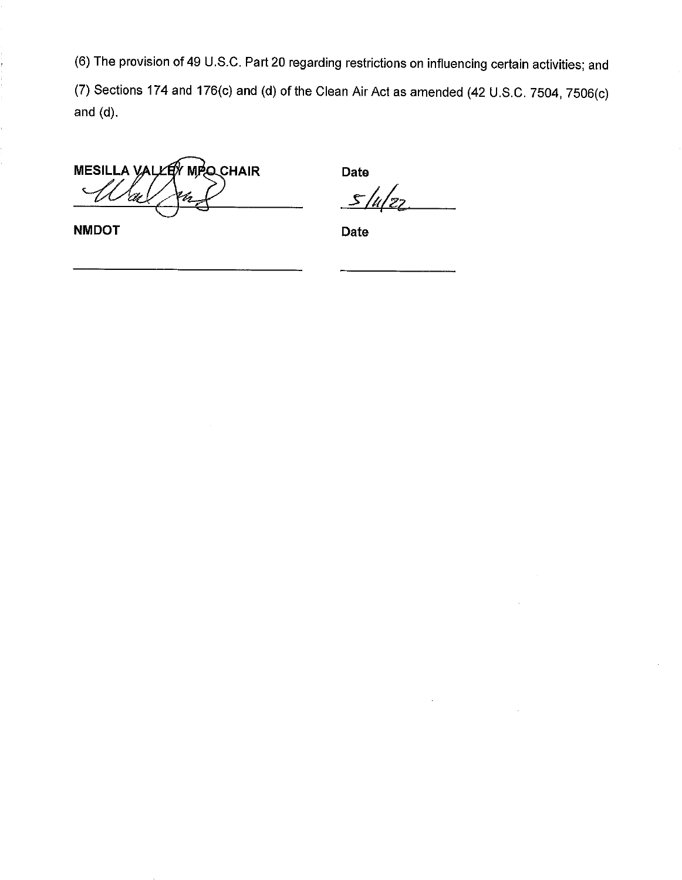(6) The provision of 49 U.S.C. Part 20 regarding restrictions on influencing certain activities; and

(7) Sections 174 and 176(c) and (d) of the Clean Air Act as amended (42 U.S.C. 7504, 7506(c) and (d).

**MESILLA VALLEY MPO CHAIR** ______________________ **Date** 5/11/22

**NMDOT** ______________________ **Date** ____________